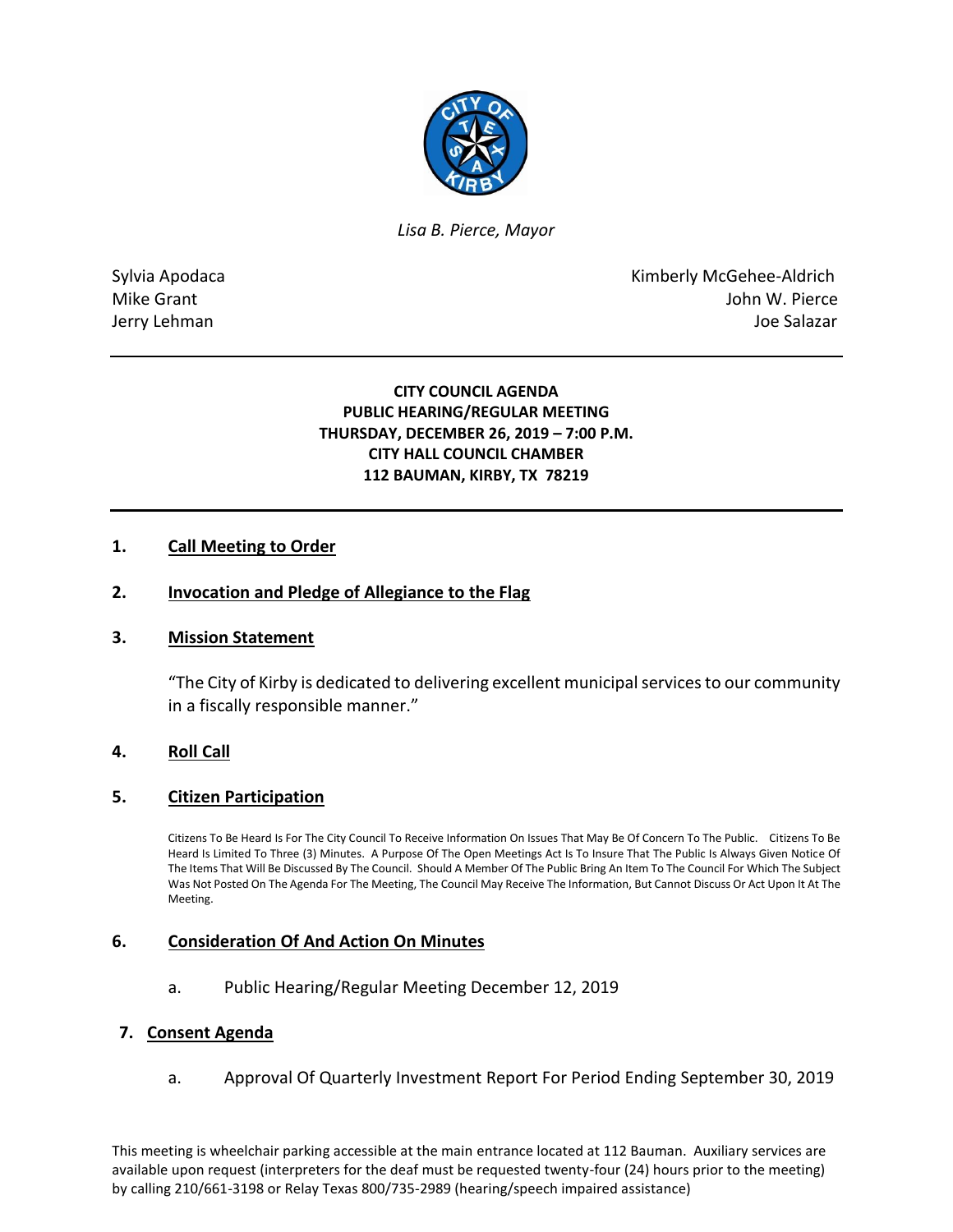*Lisa B. Pierce, Mayor*

Sylvia Apodaca
Mike Grant
Jerry Lehman

Kimberly McGehee-Aldrich
John W. Pierce
Joe Salazar

---

**CITY COUNCIL AGENDA**
**PUBLIC HEARING/REGULAR MEETING**
**THURSDAY, DECEMBER 26, 2019 – 7:00 P.M.**
**CITY HALL COUNCIL CHAMBER**
**112 BAUMAN, KIRBY, TX 78219**

---

## 1. Call Meeting to Order

## 2. Invocation and Pledge of Allegiance to the Flag

## 3. Mission Statement

"The City of Kirby is dedicated to delivering excellent municipal services to our community in a fiscally responsible manner."

## 4. Roll Call

## 5. Citizen Participation

Citizens To Be Heard Is For The City Council To Receive Information On Issues That May Be Of Concern To The Public. Citizens To Be Heard Is Limited To Three (3) Minutes. A Purpose Of The Open Meetings Act Is To Insure That The Public Is Always Given Notice Of The Items That Will Be Discussed By The Council. Should A Member Of The Public Bring An Item To The Council For Which The Subject Was Not Posted On The Agenda For The Meeting, The Council May Receive The Information, But Cannot Discuss Or Act Upon It At The Meeting.

## 6. Consideration Of And Action On Minutes

a. Public Hearing/Regular Meeting December 12, 2019

## 7. Consent Agenda

a. Approval Of Quarterly Investment Report For Period Ending September 30, 2019

This meeting is wheelchair parking accessible at the main entrance located at 112 Bauman. Auxiliary services are available upon request (interpreters for the deaf must be requested twenty-four (24) hours prior to the meeting) by calling 210/661-3198 or Relay Texas 800/735-2989 (hearing/speech impaired assistance)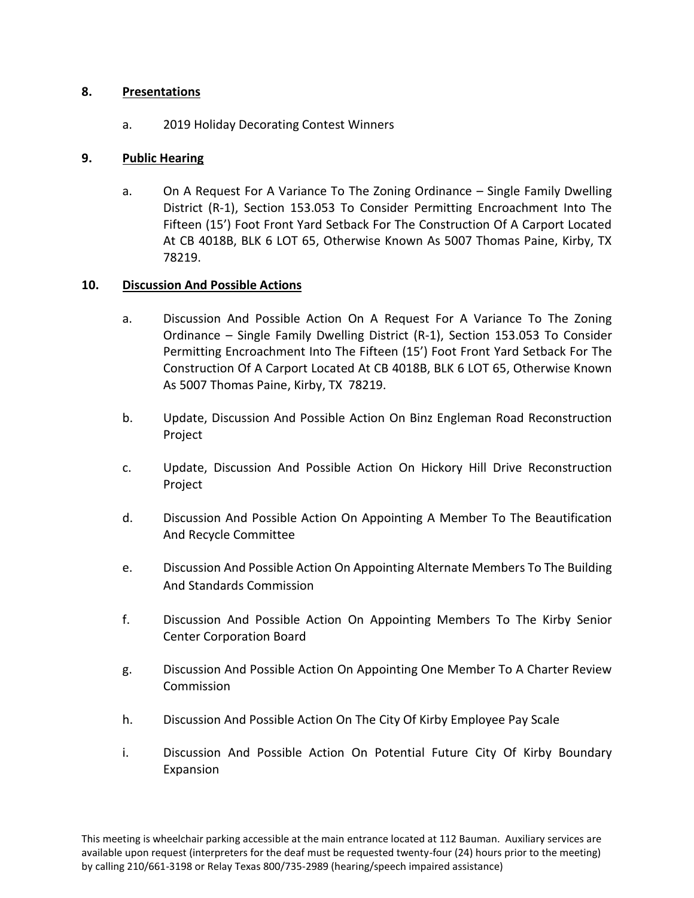## 8. Presentations

a. 2019 Holiday Decorating Contest Winners

## 9. Public Hearing

a. On A Request For A Variance To The Zoning Ordinance – Single Family Dwelling District (R-1), Section 153.053 To Consider Permitting Encroachment Into The Fifteen (15') Foot Front Yard Setback For The Construction Of A Carport Located At CB 4018B, BLK 6 LOT 65, Otherwise Known As 5007 Thomas Paine, Kirby, TX 78219.

## 10. Discussion And Possible Actions

a. Discussion And Possible Action On A Request For A Variance To The Zoning Ordinance – Single Family Dwelling District (R-1), Section 153.053 To Consider Permitting Encroachment Into The Fifteen (15') Foot Front Yard Setback For The Construction Of A Carport Located At CB 4018B, BLK 6 LOT 65, Otherwise Known As 5007 Thomas Paine, Kirby, TX 78219.

b. Update, Discussion And Possible Action On Binz Engleman Road Reconstruction Project

c. Update, Discussion And Possible Action On Hickory Hill Drive Reconstruction Project

d. Discussion And Possible Action On Appointing A Member To The Beautification And Recycle Committee

e. Discussion And Possible Action On Appointing Alternate Members To The Building And Standards Commission

f. Discussion And Possible Action On Appointing Members To The Kirby Senior Center Corporation Board

g. Discussion And Possible Action On Appointing One Member To A Charter Review Commission

h. Discussion And Possible Action On The City Of Kirby Employee Pay Scale

i. Discussion And Possible Action On Potential Future City Of Kirby Boundary Expansion

This meeting is wheelchair parking accessible at the main entrance located at 112 Bauman. Auxiliary services are available upon request (interpreters for the deaf must be requested twenty-four (24) hours prior to the meeting) by calling 210/661-3198 or Relay Texas 800/735-2989 (hearing/speech impaired assistance)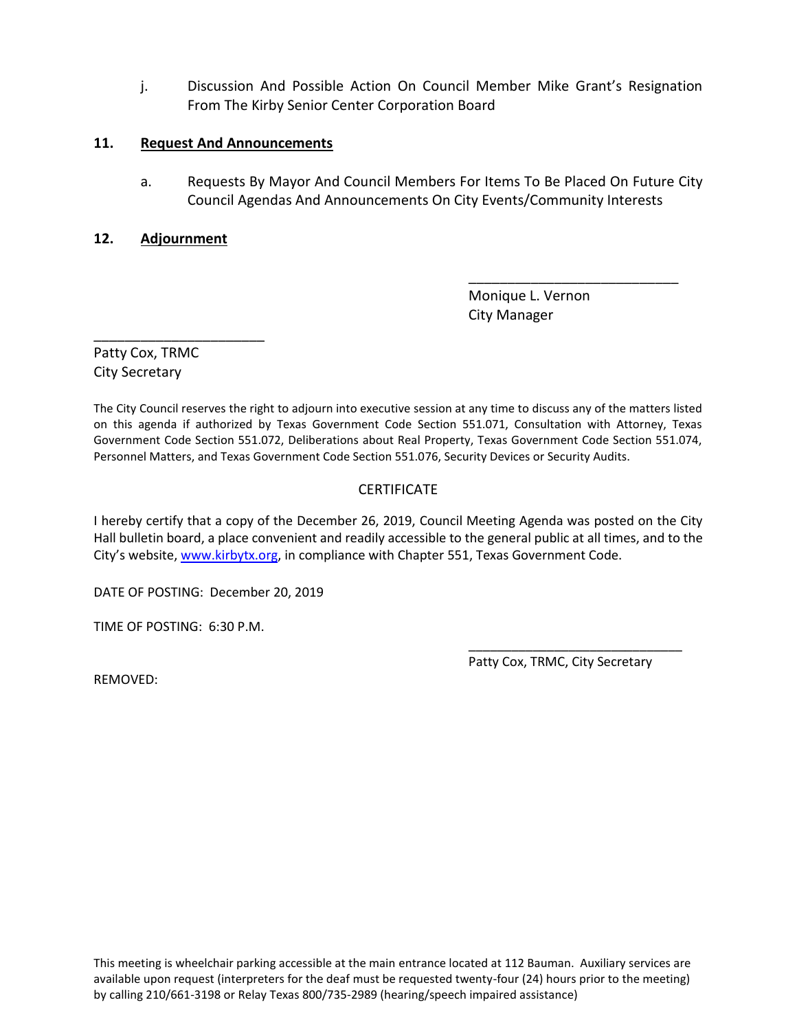j. Discussion And Possible Action On Council Member Mike Grant's Resignation From The Kirby Senior Center Corporation Board

**11. Request And Announcements**

a. Requests By Mayor And Council Members For Items To Be Placed On Future City Council Agendas And Announcements On City Events/Community Interests

**12. Adjournment**

\_\_\_\_\_\_\_\_\_\_\_\_\_\_\_\_\_\_\_\_\_\_\_\_\_\_\_\_
Monique L. Vernon
City Manager

\_\_\_\_\_\_\_\_\_\_\_\_\_\_\_\_\_\_\_\_\_\_\_
Patty Cox, TRMC
City Secretary

The City Council reserves the right to adjourn into executive session at any time to discuss any of the matters listed on this agenda if authorized by Texas Government Code Section 551.071, Consultation with Attorney, Texas Government Code Section 551.072, Deliberations about Real Property, Texas Government Code Section 551.074, Personnel Matters, and Texas Government Code Section 551.076, Security Devices or Security Audits.

CERTIFICATE

I hereby certify that a copy of the December 26, 2019, Council Meeting Agenda was posted on the City Hall bulletin board, a place convenient and readily accessible to the general public at all times, and to the City's website, www.kirbytx.org, in compliance with Chapter 551, Texas Government Code.

DATE OF POSTING: December 20, 2019

TIME OF POSTING: 6:30 P.M.

\_\_\_\_\_\_\_\_\_\_\_\_\_\_\_\_\_\_\_\_\_\_\_\_\_\_\_\_\_\_
Patty Cox, TRMC, City Secretary

REMOVED:

This meeting is wheelchair parking accessible at the main entrance located at 112 Bauman. Auxiliary services are available upon request (interpreters for the deaf must be requested twenty-four (24) hours prior to the meeting) by calling 210/661-3198 or Relay Texas 800/735-2989 (hearing/speech impaired assistance)